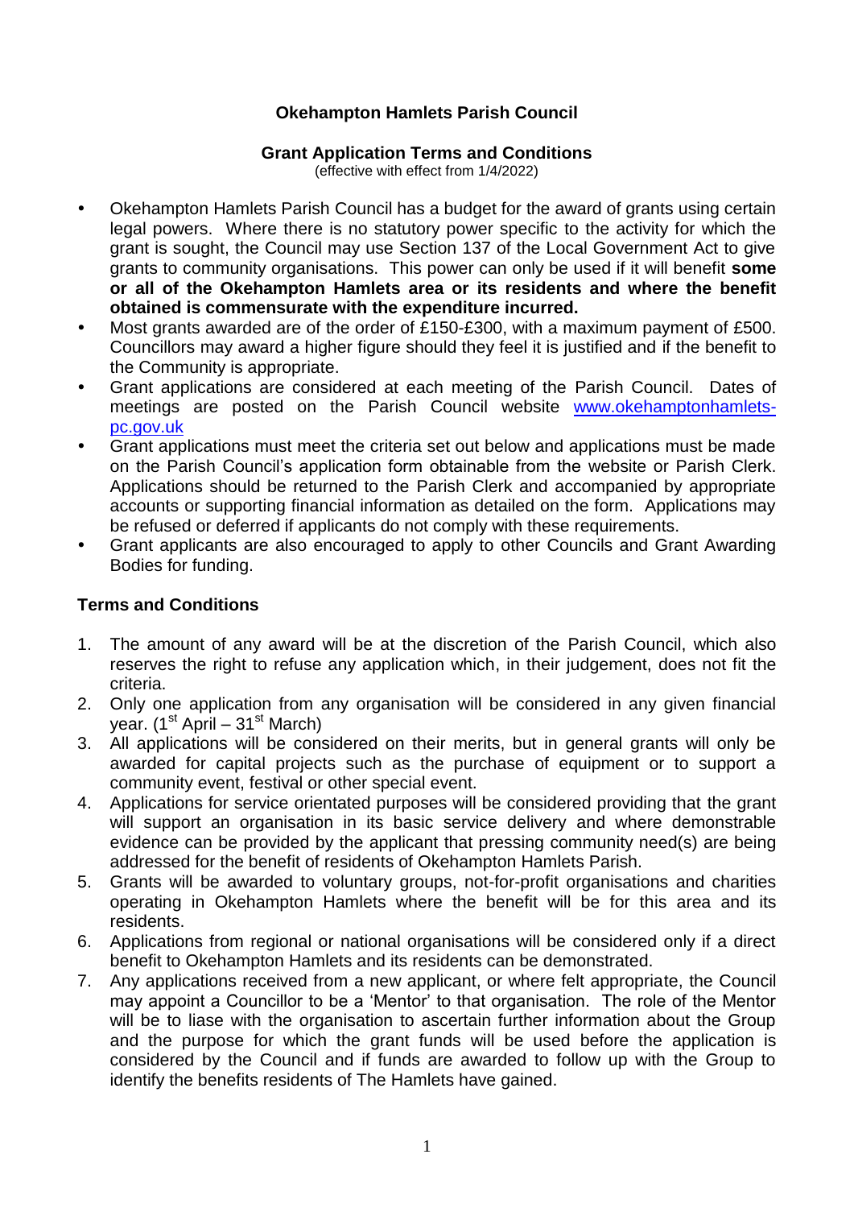# Okehampton Hamlets Parish Council

## Grant Application Terms and Conditions

(effective with effect from 1/4/2022)

- Okehampton Hamlets Parish Council has a budget for the award of grants using certain legal powers. Where there is no statutory power specific to the activity for which the grant is sought, the Council may use Section 137 of the Local Government Act to give grants to community organisations. This power can only be used if it will benefit **some or all of the Okehampton Hamlets area or its residents and where the benefit obtained is commensurate with the expenditure incurred.**
- Most grants awarded are of the order of £150-£300, with a maximum payment of £500. Councillors may award a higher figure should they feel it is justified and if the benefit to the Community is appropriate.
- Grant applications are considered at each meeting of the Parish Council. Dates of meetings are posted on the Parish Council website www.okehamptonhamlets-pc.gov.uk
- Grant applications must meet the criteria set out below and applications must be made on the Parish Council's application form obtainable from the website or Parish Clerk. Applications should be returned to the Parish Clerk and accompanied by appropriate accounts or supporting financial information as detailed on the form. Applications may be refused or deferred if applicants do not comply with these requirements.
- Grant applicants are also encouraged to apply to other Councils and Grant Awarding Bodies for funding.

### Terms and Conditions

1. The amount of any award will be at the discretion of the Parish Council, which also reserves the right to refuse any application which, in their judgement, does not fit the criteria.
2. Only one application from any organisation will be considered in any given financial year. (1st April – 31st March)
3. All applications will be considered on their merits, but in general grants will only be awarded for capital projects such as the purchase of equipment or to support a community event, festival or other special event.
4. Applications for service orientated purposes will be considered providing that the grant will support an organisation in its basic service delivery and where demonstrable evidence can be provided by the applicant that pressing community need(s) are being addressed for the benefit of residents of Okehampton Hamlets Parish.
5. Grants will be awarded to voluntary groups, not-for-profit organisations and charities operating in Okehampton Hamlets where the benefit will be for this area and its residents.
6. Applications from regional or national organisations will be considered only if a direct benefit to Okehampton Hamlets and its residents can be demonstrated.
7. Any applications received from a new applicant, or where felt appropriate, the Council may appoint a Councillor to be a 'Mentor' to that organisation. The role of the Mentor will be to liase with the organisation to ascertain further information about the Group and the purpose for which the grant funds will be used before the application is considered by the Council and if funds are awarded to follow up with the Group to identify the benefits residents of The Hamlets have gained.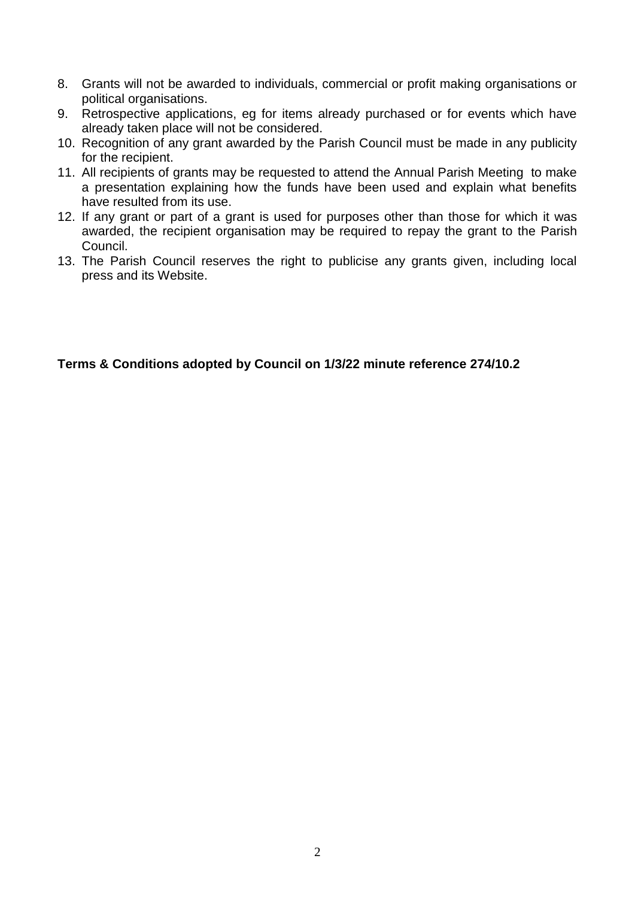8. Grants will not be awarded to individuals, commercial or profit making organisations or political organisations.
9. Retrospective applications, eg for items already purchased or for events which have already taken place will not be considered.
10. Recognition of any grant awarded by the Parish Council must be made in any publicity for the recipient.
11. All recipients of grants may be requested to attend the Annual Parish Meeting to make a presentation explaining how the funds have been used and explain what benefits have resulted from its use.
12. If any grant or part of a grant is used for purposes other than those for which it was awarded, the recipient organisation may be required to repay the grant to the Parish Council.
13. The Parish Council reserves the right to publicise any grants given, including local press and its Website.

**Terms & Conditions adopted by Council on 1/3/22 minute reference 274/10.2**